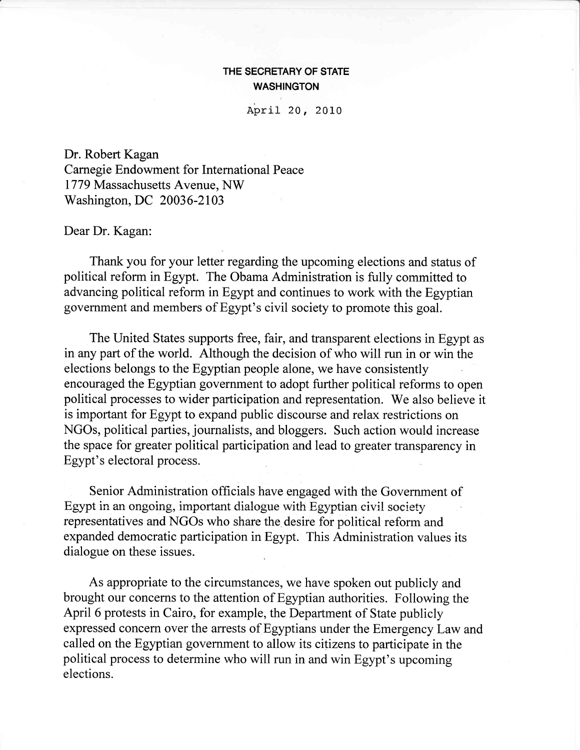**THE SECRETARY OF STATE**
**WASHINGTON**

April 20, 2010

Dr. Robert Kagan
Carnegie Endowment for International Peace
1779 Massachusetts Avenue, NW
Washington, DC 20036-2103

Dear Dr. Kagan:

Thank you for your letter regarding the upcoming elections and status of political reform in Egypt. The Obama Administration is fully committed to advancing political reform in Egypt and continues to work with the Egyptian government and members of Egypt's civil society to promote this goal.

The United States supports free, fair, and transparent elections in Egypt as in any part of the world. Although the decision of who will run in or win the elections belongs to the Egyptian people alone, we have consistently encouraged the Egyptian government to adopt further political reforms to open political processes to wider participation and representation. We also believe it is important for Egypt to expand public discourse and relax restrictions on NGOs, political parties, journalists, and bloggers. Such action would increase the space for greater political participation and lead to greater transparency in Egypt's electoral process.

Senior Administration officials have engaged with the Government of Egypt in an ongoing, important dialogue with Egyptian civil society representatives and NGOs who share the desire for political reform and expanded democratic participation in Egypt. This Administration values its dialogue on these issues.

As appropriate to the circumstances, we have spoken out publicly and brought our concerns to the attention of Egyptian authorities. Following the April 6 protests in Cairo, for example, the Department of State publicly expressed concern over the arrests of Egyptians under the Emergency Law and called on the Egyptian government to allow its citizens to participate in the political process to determine who will run in and win Egypt's upcoming elections.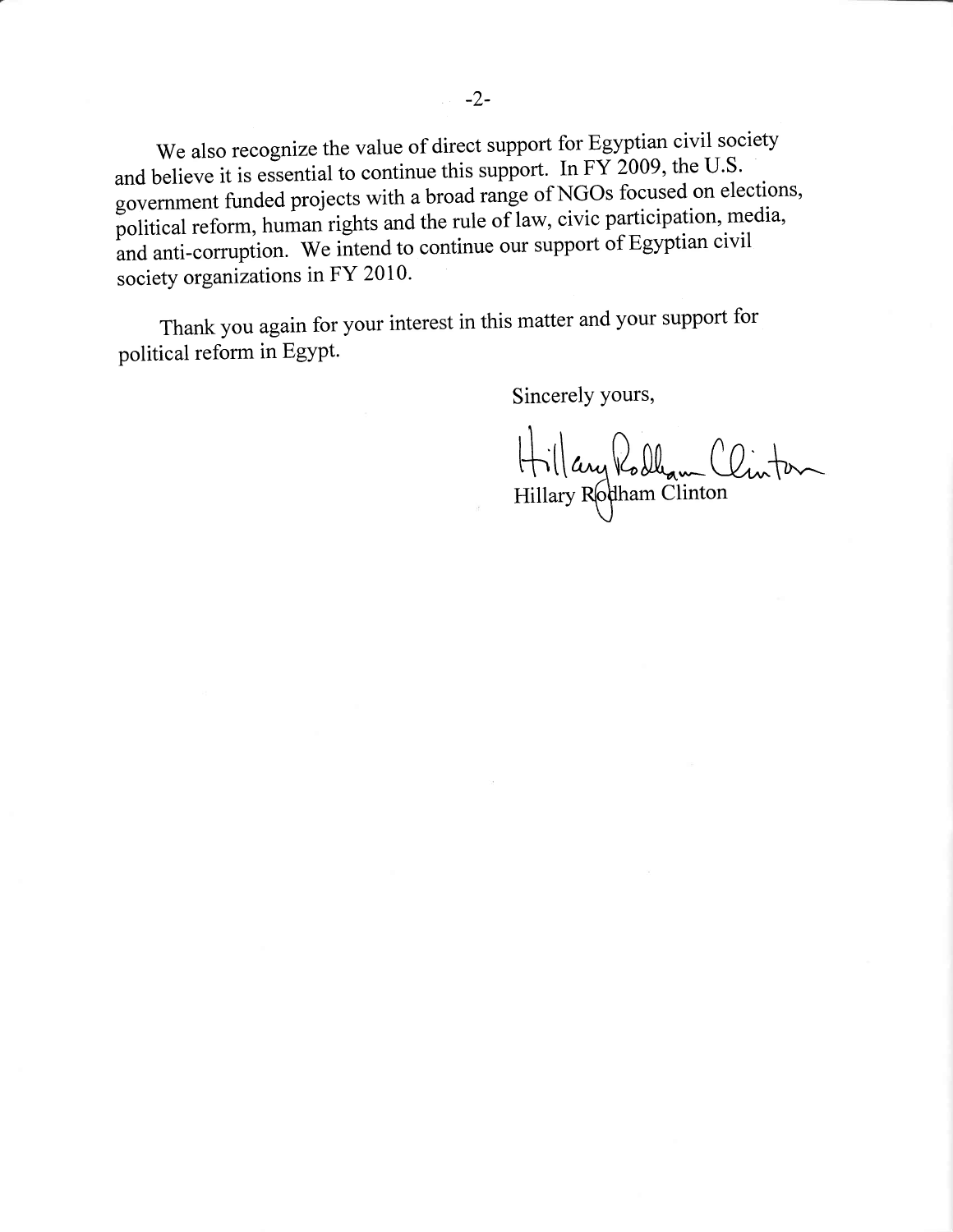We also recognize the value of direct support for Egyptian civil society and believe it is essential to continue this support. In FY 2009, the U.S. government funded projects with a broad range of NGOs focused on elections, political reform, human rights and the rule of law, civic participation, media, and anti-corruption. We intend to continue our support of Egyptian civil society organizations in FY 2010.

Thank you again for your interest in this matter and your support for political reform in Egypt.

Sincerely yours,

Hillary Rodham Clinton